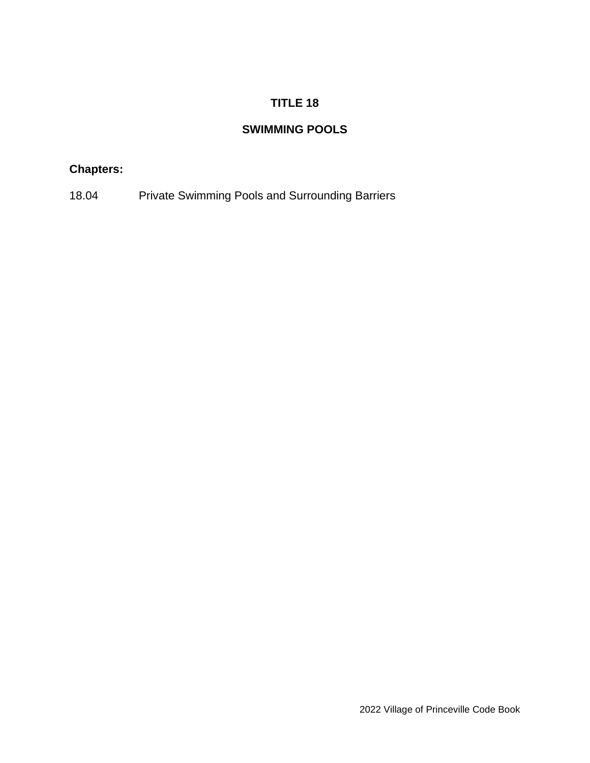# TITLE 18

## SWIMMING POOLS

**Chapters:**

18.04 Private Swimming Pools and Surrounding Barriers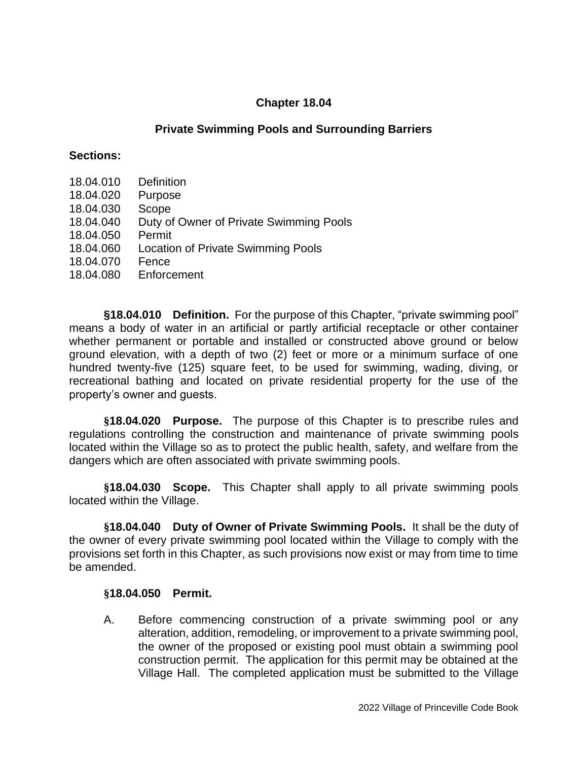## Chapter 18.04

### Private Swimming Pools and Surrounding Barriers

**Sections:**

18.04.010 Definition
18.04.020 Purpose
18.04.030 Scope
18.04.040 Duty of Owner of Private Swimming Pools
18.04.050 Permit
18.04.060 Location of Private Swimming Pools
18.04.070 Fence
18.04.080 Enforcement

**§18.04.010 Definition.** For the purpose of this Chapter, "private swimming pool" means a body of water in an artificial or partly artificial receptacle or other container whether permanent or portable and installed or constructed above ground or below ground elevation, with a depth of two (2) feet or more or a minimum surface of one hundred twenty-five (125) square feet, to be used for swimming, wading, diving, or recreational bathing and located on private residential property for the use of the property's owner and guests.

**§18.04.020 Purpose.** The purpose of this Chapter is to prescribe rules and regulations controlling the construction and maintenance of private swimming pools located within the Village so as to protect the public health, safety, and welfare from the dangers which are often associated with private swimming pools.

**§18.04.030 Scope.** This Chapter shall apply to all private swimming pools located within the Village.

**§18.04.040 Duty of Owner of Private Swimming Pools.** It shall be the duty of the owner of every private swimming pool located within the Village to comply with the provisions set forth in this Chapter, as such provisions now exist or may from time to time be amended.

**§18.04.050 Permit.**

A. Before commencing construction of a private swimming pool or any alteration, addition, remodeling, or improvement to a private swimming pool, the owner of the proposed or existing pool must obtain a swimming pool construction permit. The application for this permit may be obtained at the Village Hall. The completed application must be submitted to the Village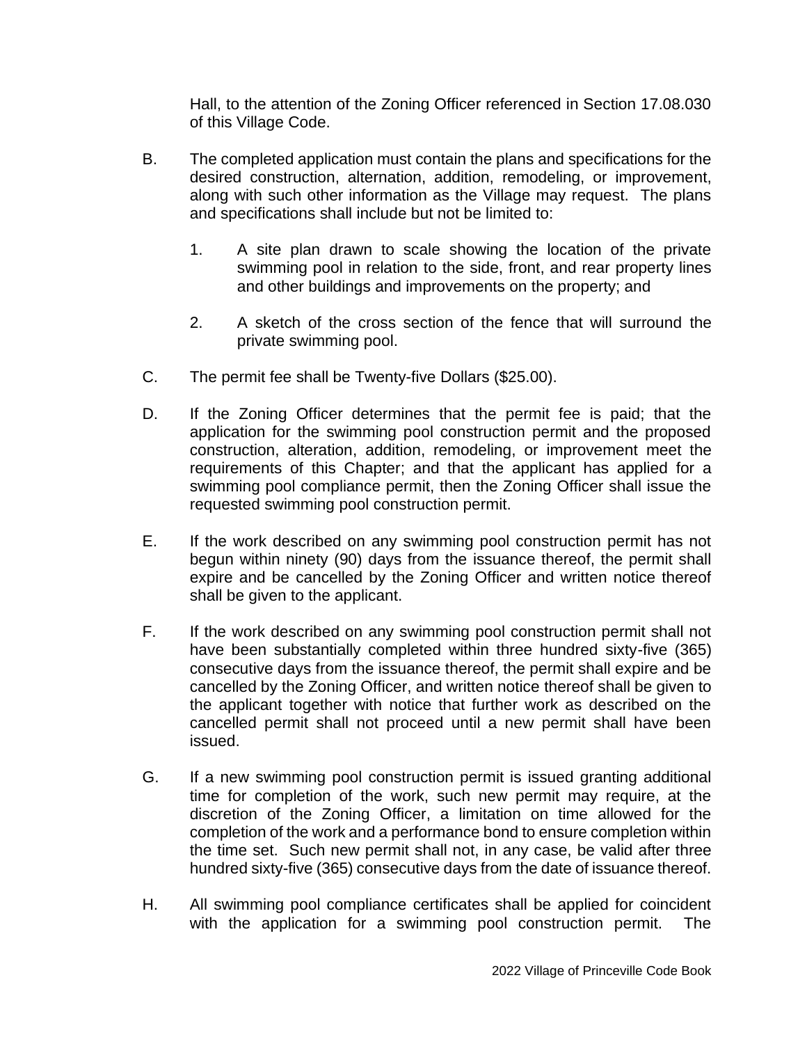Hall, to the attention of the Zoning Officer referenced in Section 17.08.030 of this Village Code.

B. The completed application must contain the plans and specifications for the desired construction, alternation, addition, remodeling, or improvement, along with such other information as the Village may request. The plans and specifications shall include but not be limited to:

   1. A site plan drawn to scale showing the location of the private swimming pool in relation to the side, front, and rear property lines and other buildings and improvements on the property; and

   2. A sketch of the cross section of the fence that will surround the private swimming pool.

C. The permit fee shall be Twenty-five Dollars ($25.00).

D. If the Zoning Officer determines that the permit fee is paid; that the application for the swimming pool construction permit and the proposed construction, alteration, addition, remodeling, or improvement meet the requirements of this Chapter; and that the applicant has applied for a swimming pool compliance permit, then the Zoning Officer shall issue the requested swimming pool construction permit.

E. If the work described on any swimming pool construction permit has not begun within ninety (90) days from the issuance thereof, the permit shall expire and be cancelled by the Zoning Officer and written notice thereof shall be given to the applicant.

F. If the work described on any swimming pool construction permit shall not have been substantially completed within three hundred sixty-five (365) consecutive days from the issuance thereof, the permit shall expire and be cancelled by the Zoning Officer, and written notice thereof shall be given to the applicant together with notice that further work as described on the cancelled permit shall not proceed until a new permit shall have been issued.

G. If a new swimming pool construction permit is issued granting additional time for completion of the work, such new permit may require, at the discretion of the Zoning Officer, a limitation on time allowed for the completion of the work and a performance bond to ensure completion within the time set. Such new permit shall not, in any case, be valid after three hundred sixty-five (365) consecutive days from the date of issuance thereof.

H. All swimming pool compliance certificates shall be applied for coincident with the application for a swimming pool construction permit. The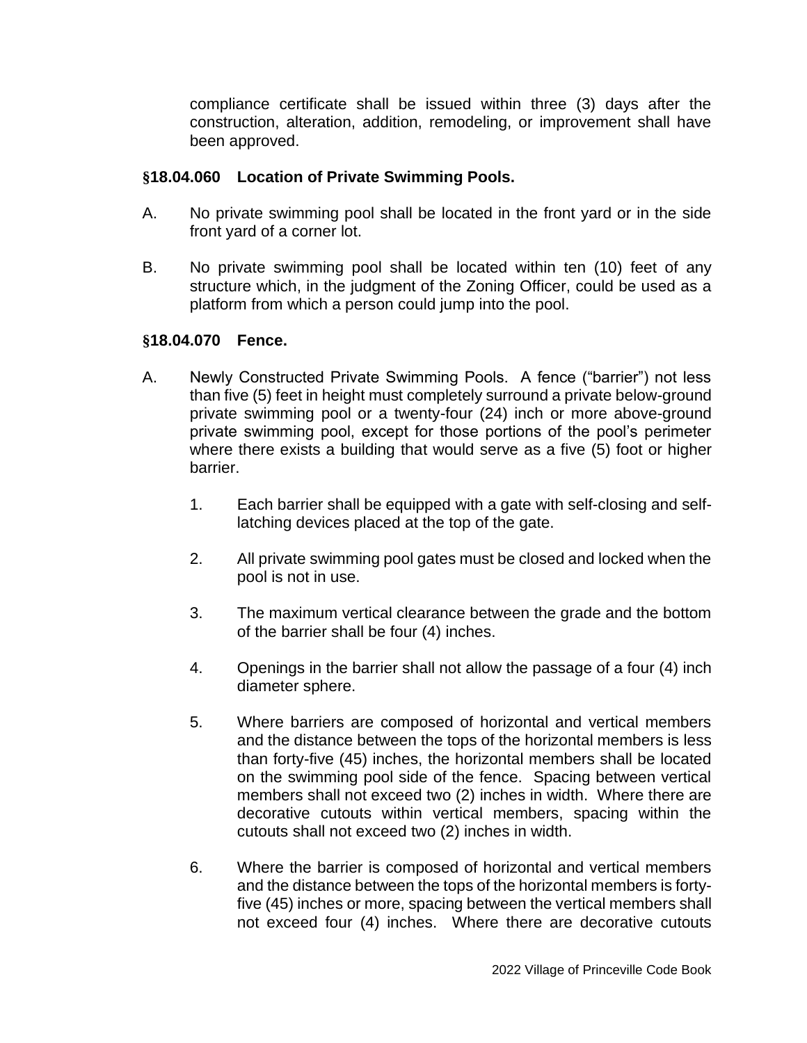compliance certificate shall be issued within three (3) days after the construction, alteration, addition, remodeling, or improvement shall have been approved.

### §18.04.060 Location of Private Swimming Pools.

A. No private swimming pool shall be located in the front yard or in the side front yard of a corner lot.

B. No private swimming pool shall be located within ten (10) feet of any structure which, in the judgment of the Zoning Officer, could be used as a platform from which a person could jump into the pool.

### §18.04.070 Fence.

A. Newly Constructed Private Swimming Pools. A fence ("barrier") not less than five (5) feet in height must completely surround a private below-ground private swimming pool or a twenty-four (24) inch or more above-ground private swimming pool, except for those portions of the pool's perimeter where there exists a building that would serve as a five (5) foot or higher barrier.

1. Each barrier shall be equipped with a gate with self-closing and self-latching devices placed at the top of the gate.

2. All private swimming pool gates must be closed and locked when the pool is not in use.

3. The maximum vertical clearance between the grade and the bottom of the barrier shall be four (4) inches.

4. Openings in the barrier shall not allow the passage of a four (4) inch diameter sphere.

5. Where barriers are composed of horizontal and vertical members and the distance between the tops of the horizontal members is less than forty-five (45) inches, the horizontal members shall be located on the swimming pool side of the fence. Spacing between vertical members shall not exceed two (2) inches in width. Where there are decorative cutouts within vertical members, spacing within the cutouts shall not exceed two (2) inches in width.

6. Where the barrier is composed of horizontal and vertical members and the distance between the tops of the horizontal members is forty-five (45) inches or more, spacing between the vertical members shall not exceed four (4) inches. Where there are decorative cutouts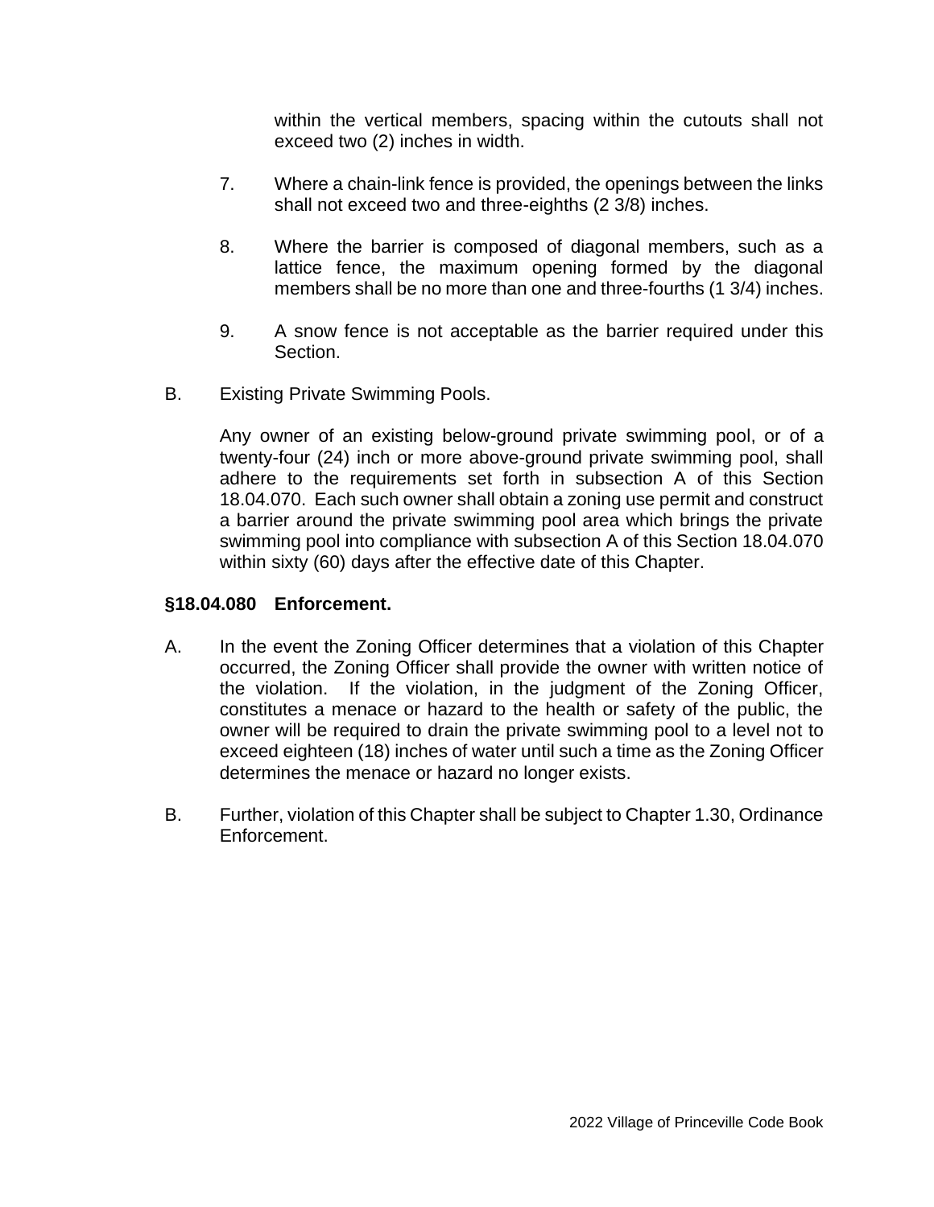within the vertical members, spacing within the cutouts shall not exceed two (2) inches in width.

7. Where a chain-link fence is provided, the openings between the links shall not exceed two and three-eighths (2 3/8) inches.

8. Where the barrier is composed of diagonal members, such as a lattice fence, the maximum opening formed by the diagonal members shall be no more than one and three-fourths (1 3/4) inches.

9. A snow fence is not acceptable as the barrier required under this Section.

B. Existing Private Swimming Pools.

Any owner of an existing below-ground private swimming pool, or of a twenty-four (24) inch or more above-ground private swimming pool, shall adhere to the requirements set forth in subsection A of this Section 18.04.070. Each such owner shall obtain a zoning use permit and construct a barrier around the private swimming pool area which brings the private swimming pool into compliance with subsection A of this Section 18.04.070 within sixty (60) days after the effective date of this Chapter.

**§18.04.080 Enforcement.**

A. In the event the Zoning Officer determines that a violation of this Chapter occurred, the Zoning Officer shall provide the owner with written notice of the violation. If the violation, in the judgment of the Zoning Officer, constitutes a menace or hazard to the health or safety of the public, the owner will be required to drain the private swimming pool to a level not to exceed eighteen (18) inches of water until such a time as the Zoning Officer determines the menace or hazard no longer exists.

B. Further, violation of this Chapter shall be subject to Chapter 1.30, Ordinance Enforcement.